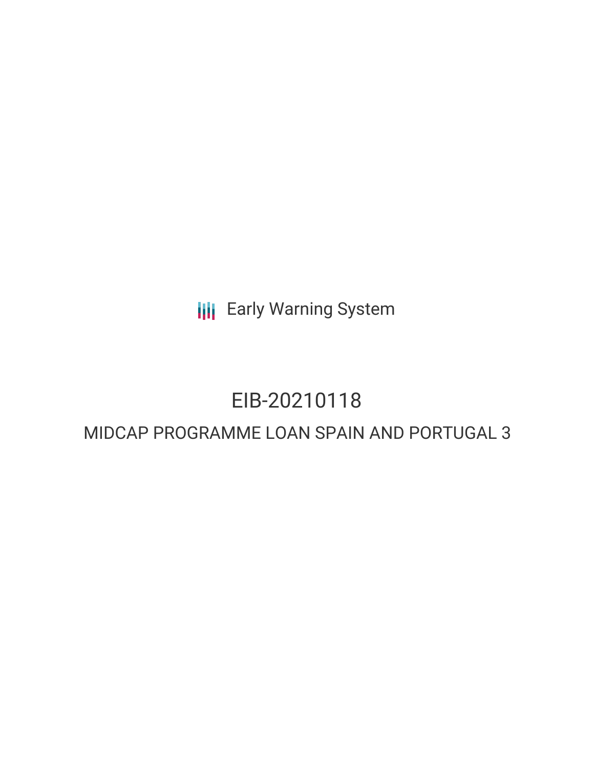Early Warning System

# EIB-20210118

## MIDCAP PROGRAMME LOAN SPAIN AND PORTUGAL 3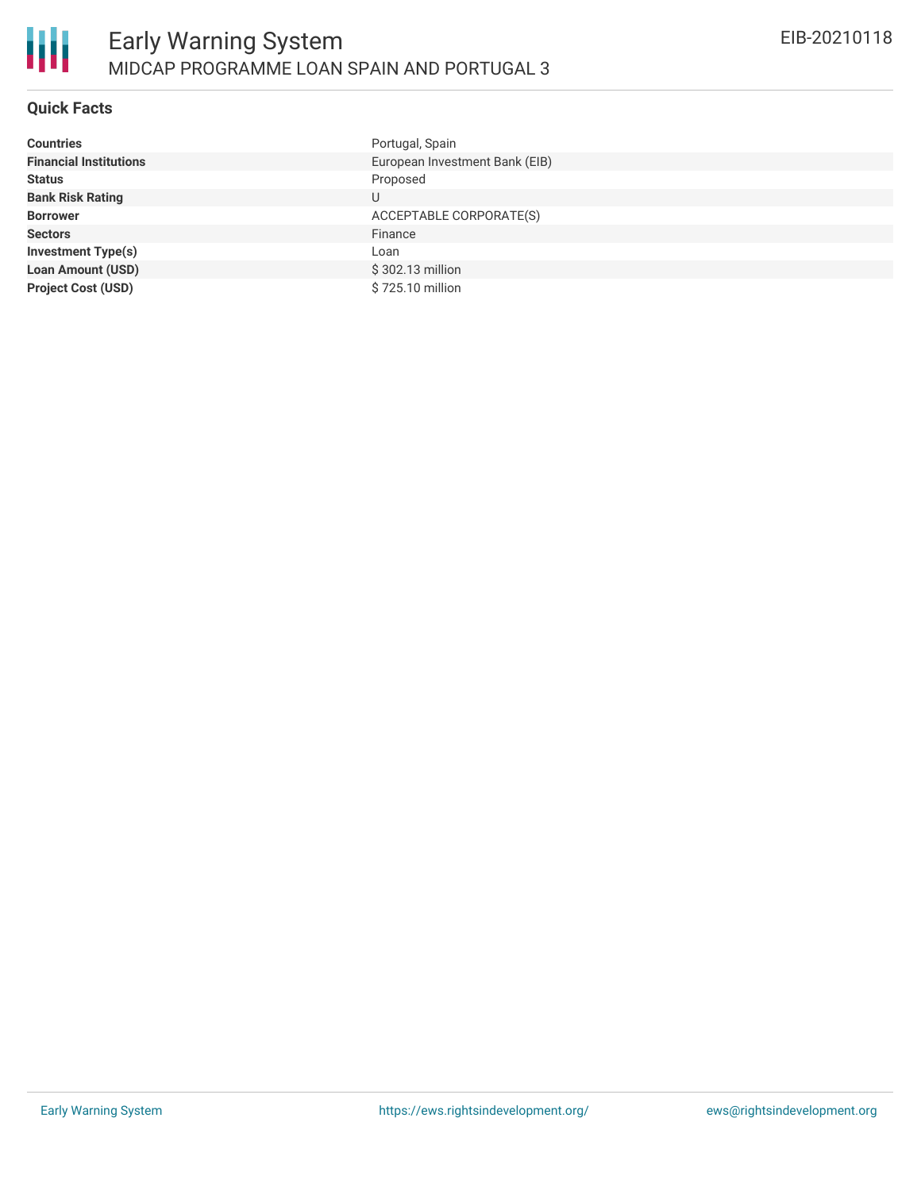## Quick Facts

| | |
|---|---|
| **Countries** | Portugal, Spain |
| **Financial Institutions** | European Investment Bank (EIB) |
| **Status** | Proposed |
| **Bank Risk Rating** | U |
| **Borrower** | ACCEPTABLE CORPORATE(S) |
| **Sectors** | Finance |
| **Investment Type(s)** | Loan |
| **Loan Amount (USD)** | $ 302.13 million |
| **Project Cost (USD)** | $ 725.10 million |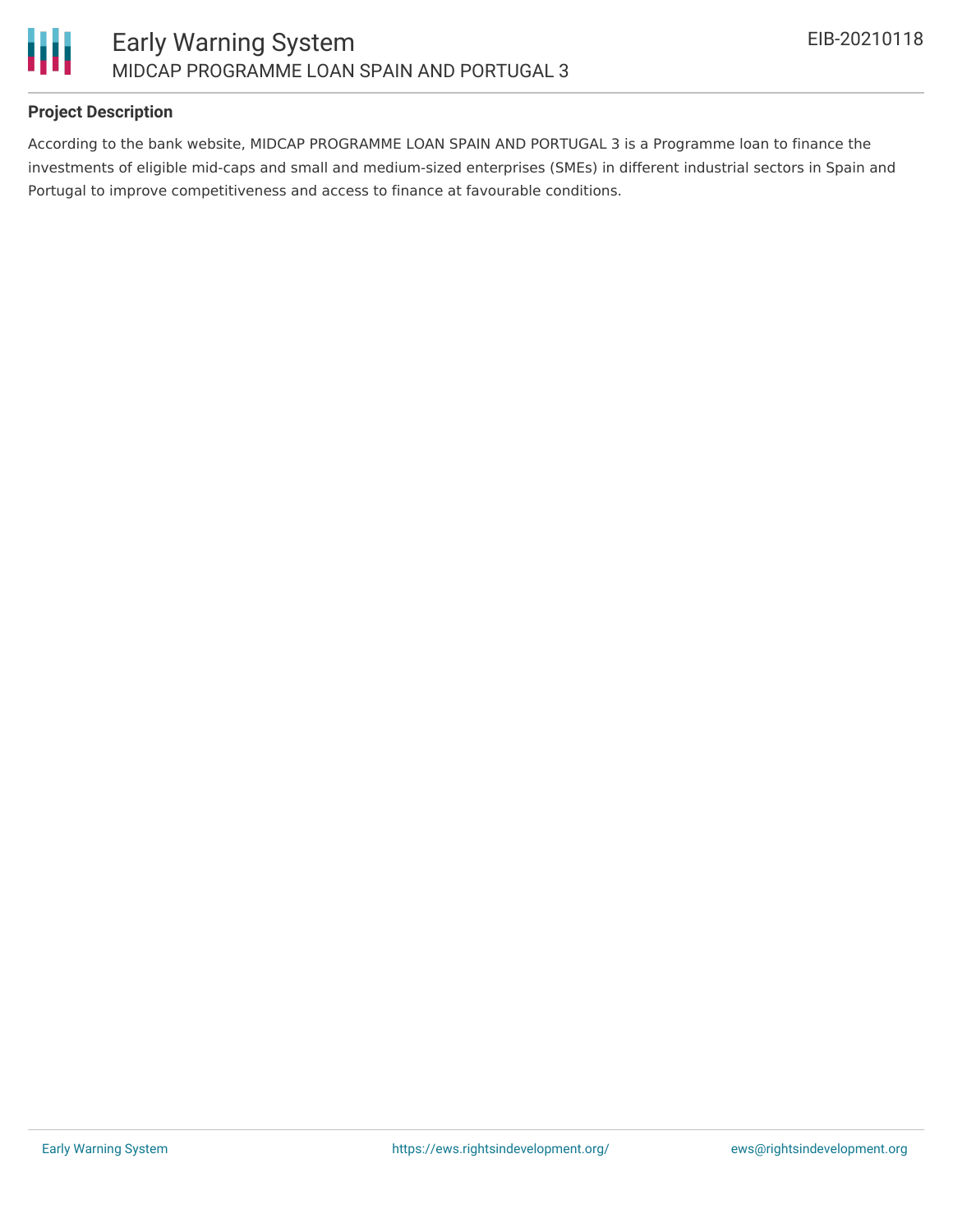**Project Description**

According to the bank website, MIDCAP PROGRAMME LOAN SPAIN AND PORTUGAL 3 is a Programme loan to finance the investments of eligible mid-caps and small and medium-sized enterprises (SMEs) in different industrial sectors in Spain and Portugal to improve competitiveness and access to finance at favourable conditions.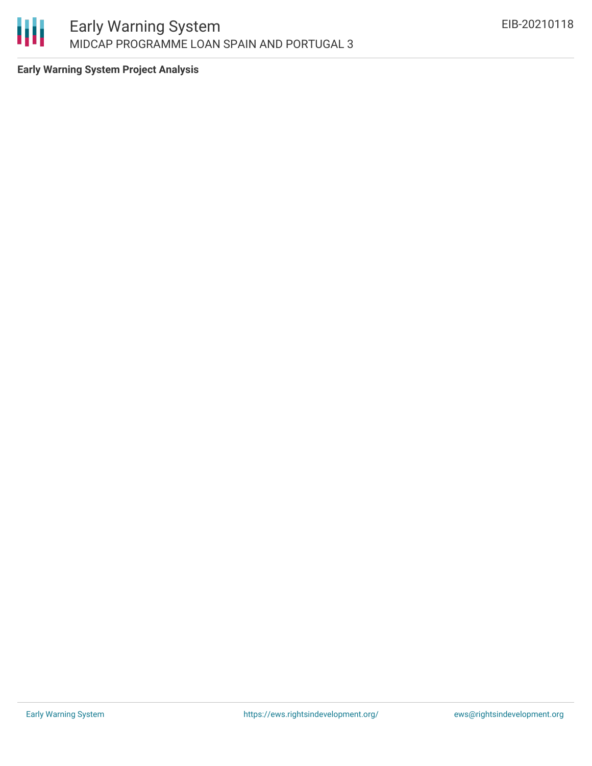**Early Warning System Project Analysis**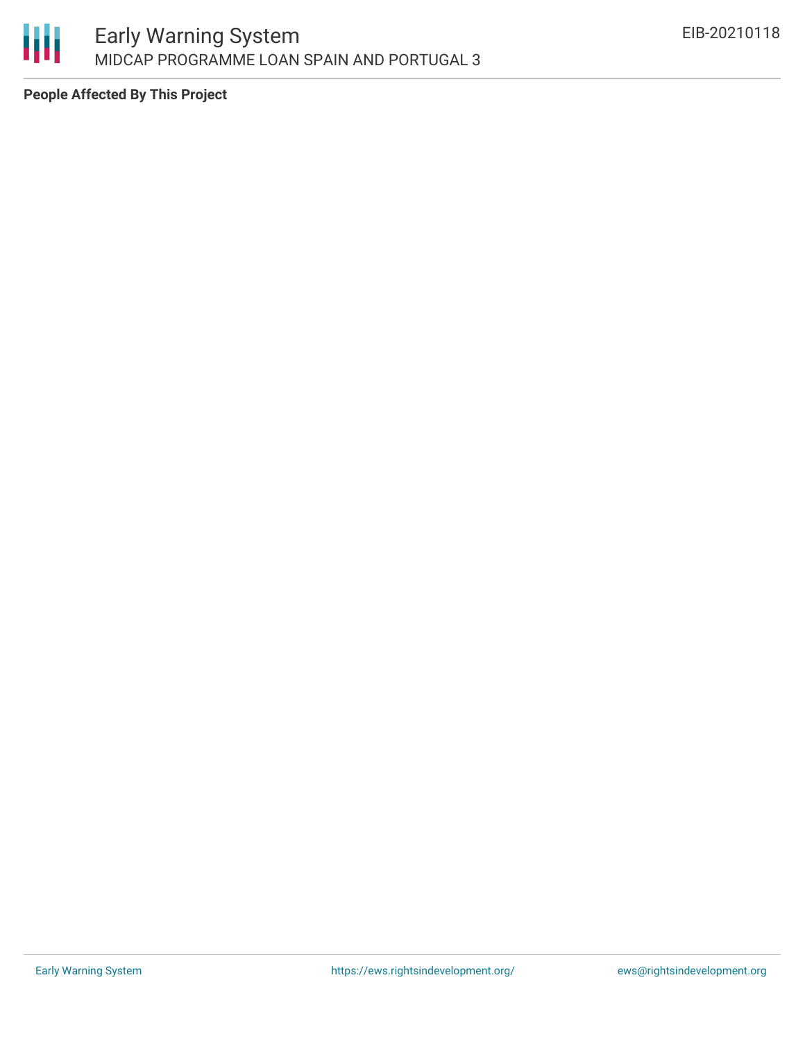**People Affected By This Project**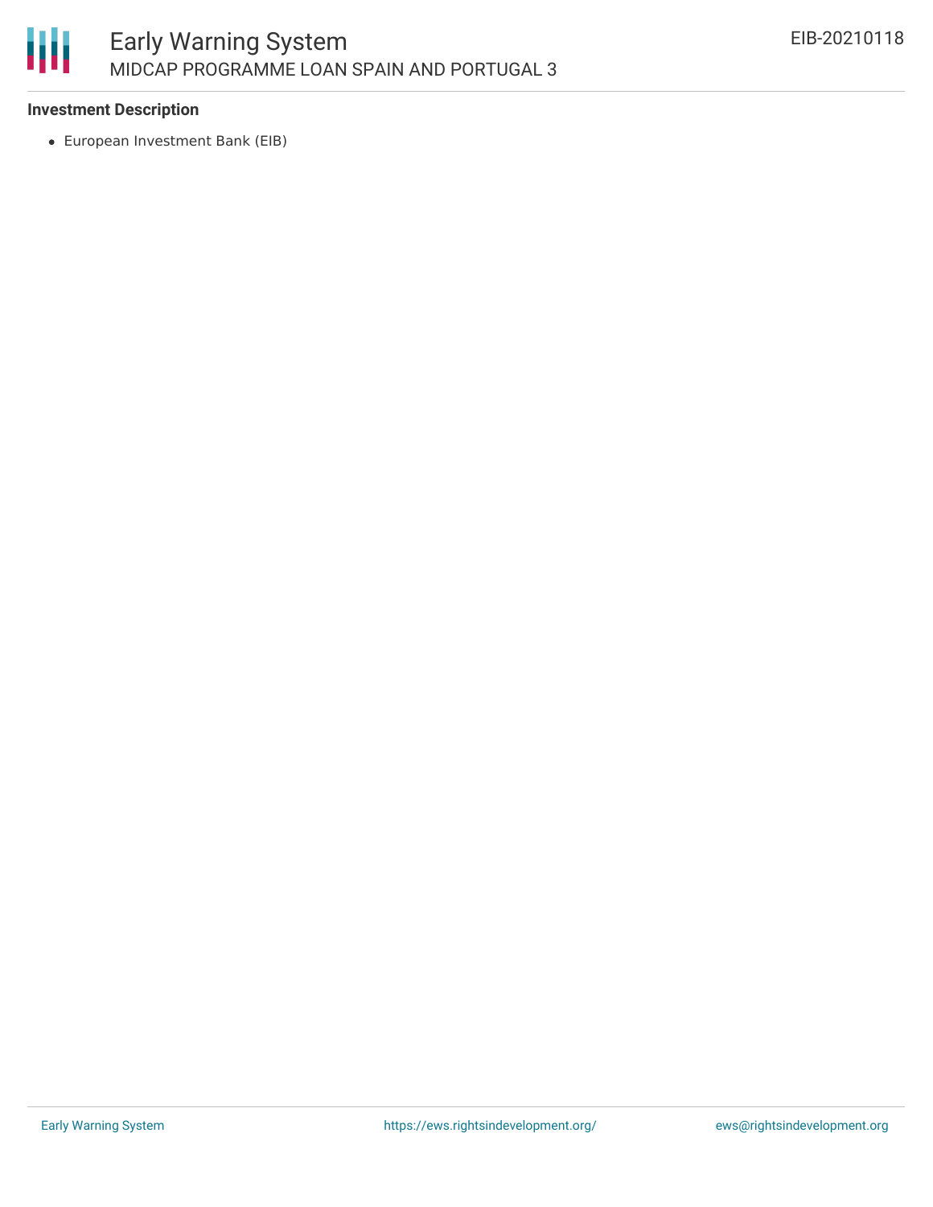**Investment Description**

- European Investment Bank (EIB)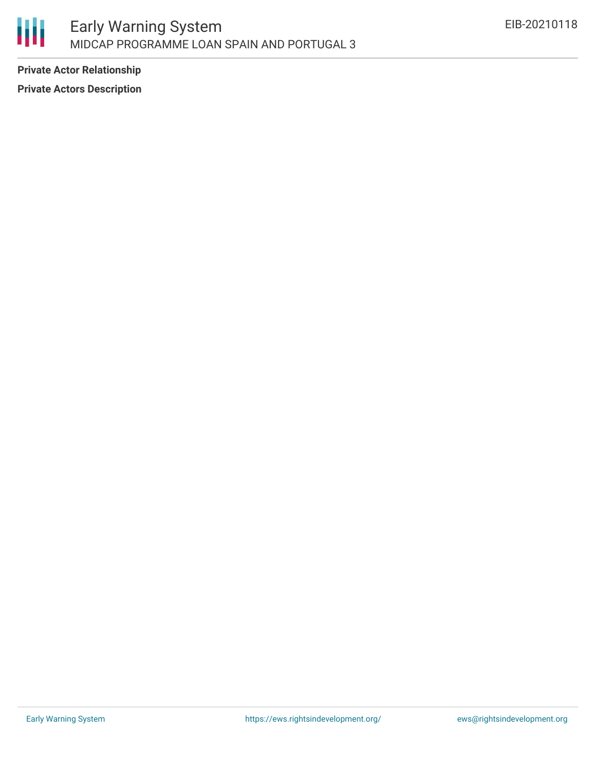**Private Actor Relationship**

**Private Actors Description**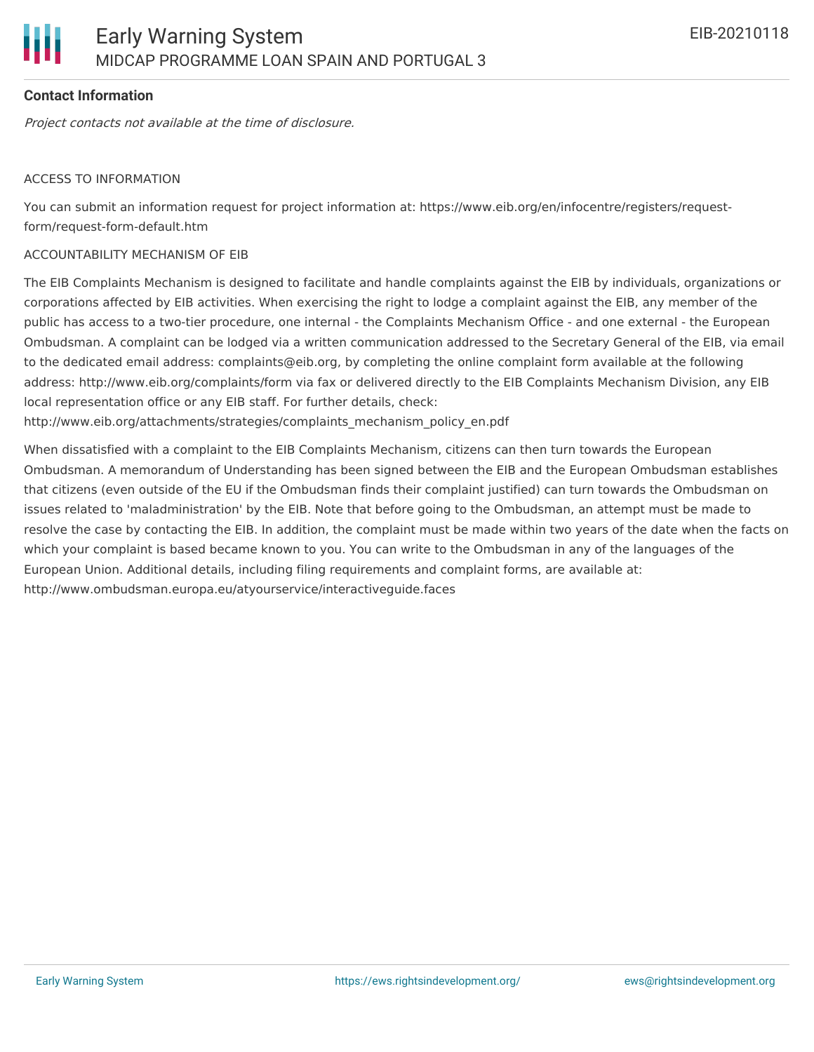## Contact Information

*Project contacts not available at the time of disclosure.*

ACCESS TO INFORMATION

You can submit an information request for project information at: https://www.eib.org/en/infocentre/registers/request-form/request-form-default.htm

ACCOUNTABILITY MECHANISM OF EIB

The EIB Complaints Mechanism is designed to facilitate and handle complaints against the EIB by individuals, organizations or corporations affected by EIB activities. When exercising the right to lodge a complaint against the EIB, any member of the public has access to a two-tier procedure, one internal - the Complaints Mechanism Office - and one external - the European Ombudsman. A complaint can be lodged via a written communication addressed to the Secretary General of the EIB, via email to the dedicated email address: complaints@eib.org, by completing the online complaint form available at the following address: http://www.eib.org/complaints/form via fax or delivered directly to the EIB Complaints Mechanism Division, any EIB local representation office or any EIB staff. For further details, check: http://www.eib.org/attachments/strategies/complaints_mechanism_policy_en.pdf

When dissatisfied with a complaint to the EIB Complaints Mechanism, citizens can then turn towards the European Ombudsman. A memorandum of Understanding has been signed between the EIB and the European Ombudsman establishes that citizens (even outside of the EU if the Ombudsman finds their complaint justified) can turn towards the Ombudsman on issues related to 'maladministration' by the EIB. Note that before going to the Ombudsman, an attempt must be made to resolve the case by contacting the EIB. In addition, the complaint must be made within two years of the date when the facts on which your complaint is based became known to you. You can write to the Ombudsman in any of the languages of the European Union. Additional details, including filing requirements and complaint forms, are available at: http://www.ombudsman.europa.eu/atyourservice/interactiveguide.faces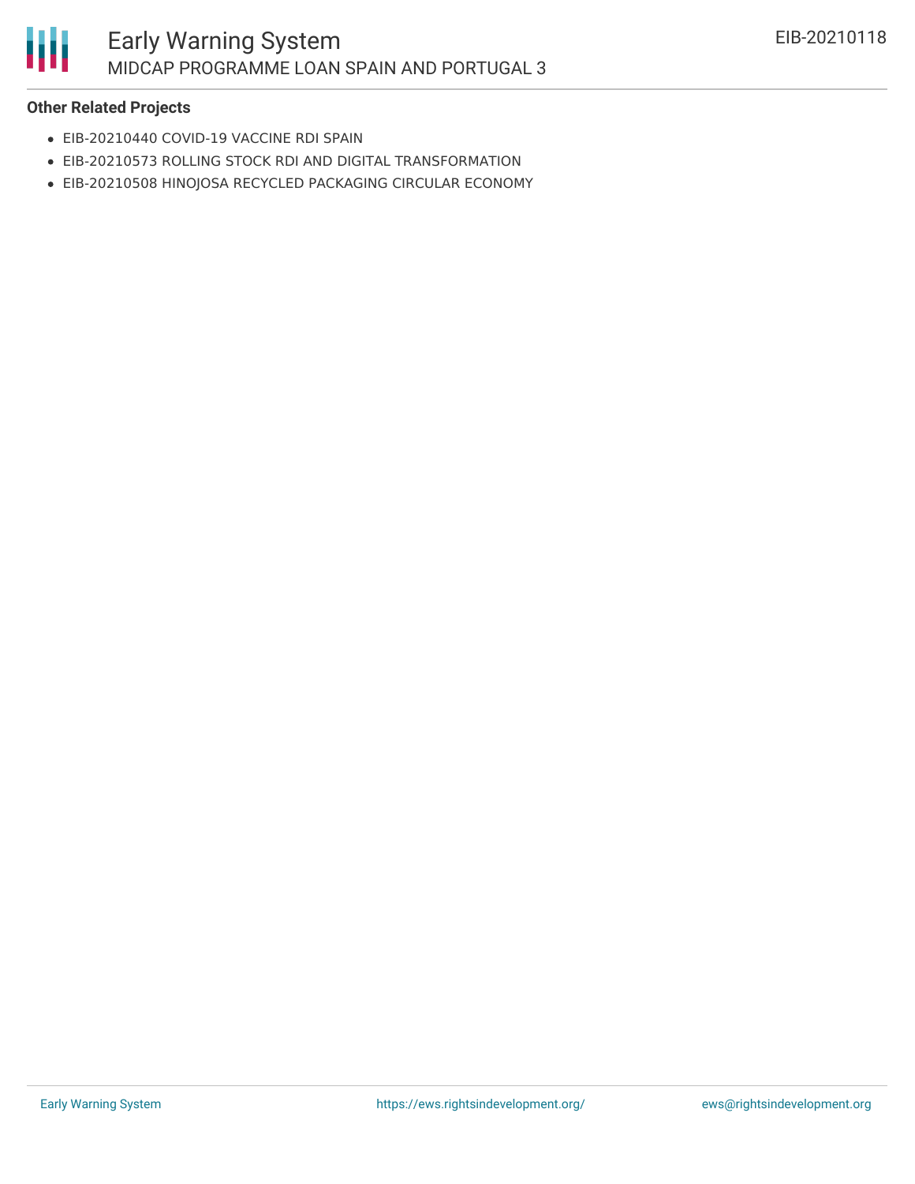**Other Related Projects**

- EIB-20210440 COVID-19 VACCINE RDI SPAIN
- EIB-20210573 ROLLING STOCK RDI AND DIGITAL TRANSFORMATION
- EIB-20210508 HINOJOSA RECYCLED PACKAGING CIRCULAR ECONOMY